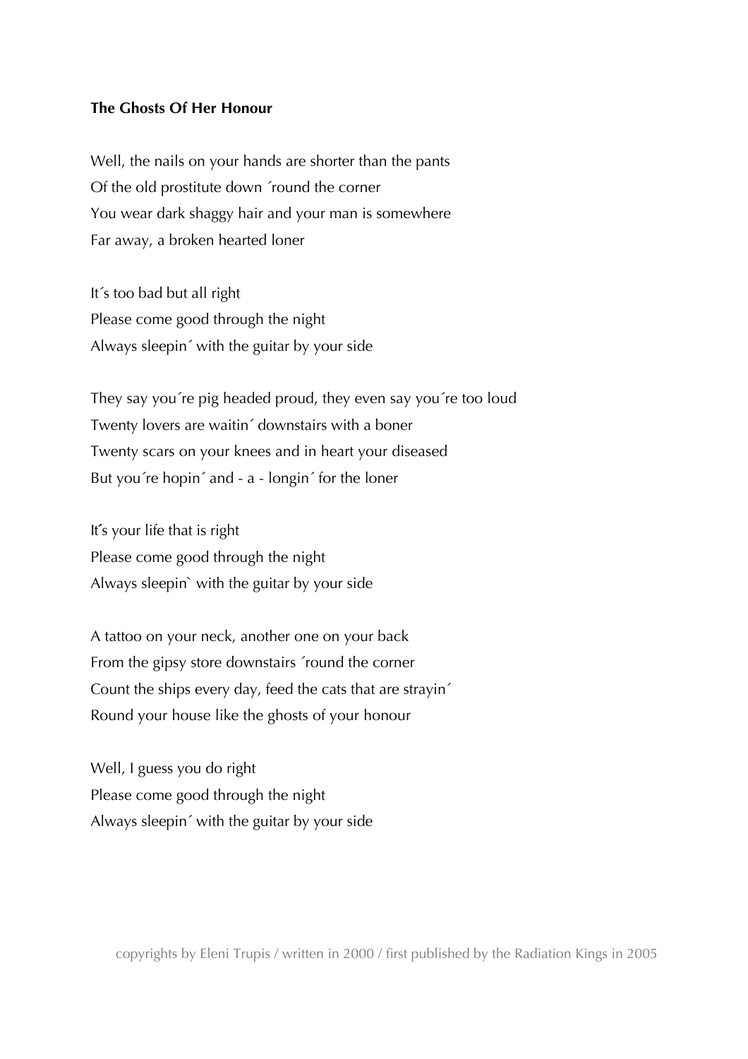**The Ghosts Of Her Honour**

Well, the nails on your hands are shorter than the pants  
Of the old prostitute down ´round the corner  
You wear dark shaggy hair and your man is somewhere  
Far away, a broken hearted loner

It´s too bad but all right  
Please come good through the night  
Always sleepin´ with the guitar by your side

They say you´re pig headed proud, they even say you´re too loud  
Twenty lovers are waitin´ downstairs with a boner  
Twenty scars on your knees and in heart your diseased  
But you´re hopin´ and - a - longin´ for the loner

It´s your life that is right  
Please come good through the night  
Always sleepin` with the guitar by your side

A tattoo on your neck, another one on your back  
From the gipsy store downstairs ´round the corner  
Count the ships every day, feed the cats that are strayin´  
Round your house like the ghosts of your honour

Well, I guess you do right  
Please come good through the night  
Always sleepin´ with the guitar by your side

copyrights by Eleni Trupis / written in 2000 / first published by the Radiation Kings in 2005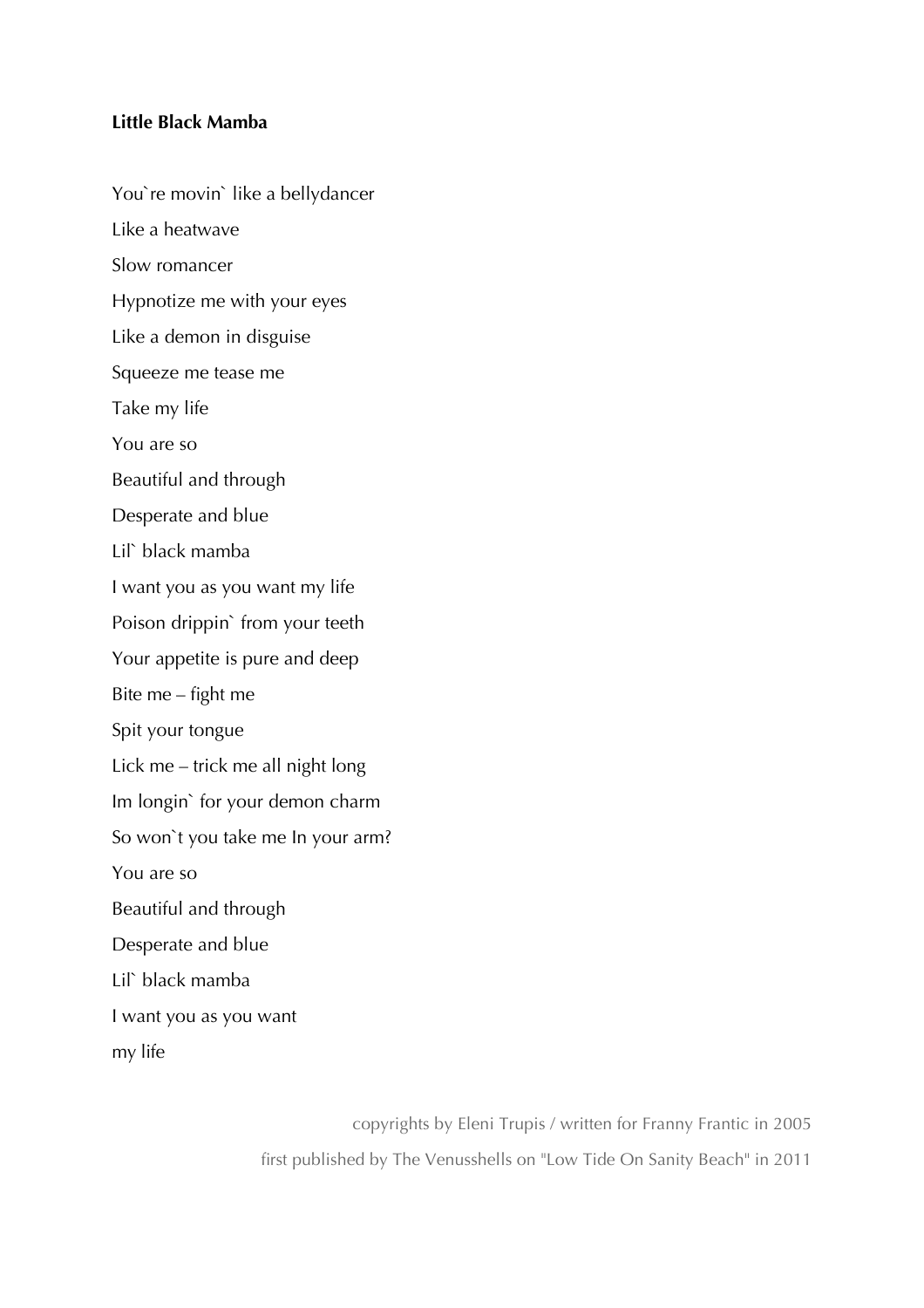**Little Black Mamba**

You`re movin` like a bellydancer
Like a heatwave
Slow romancer
Hypnotize me with your eyes
Like a demon in disguise
Squeeze me tease me
Take my life
You are so
Beautiful and through
Desperate and blue
Lil` black mamba
I want you as you want my life
Poison drippin` from your teeth
Your appetite is pure and deep
Bite me – fight me
Spit your tongue
Lick me – trick me all night long
Im longin` for your demon charm
So won`t you take me In your arm?
You are so
Beautiful and through
Desperate and blue
Lil` black mamba
I want you as you want
my life

copyrights by Eleni Trupis / written for Franny Frantic in 2005
first published by The Venusshells on "Low Tide On Sanity Beach" in 2011